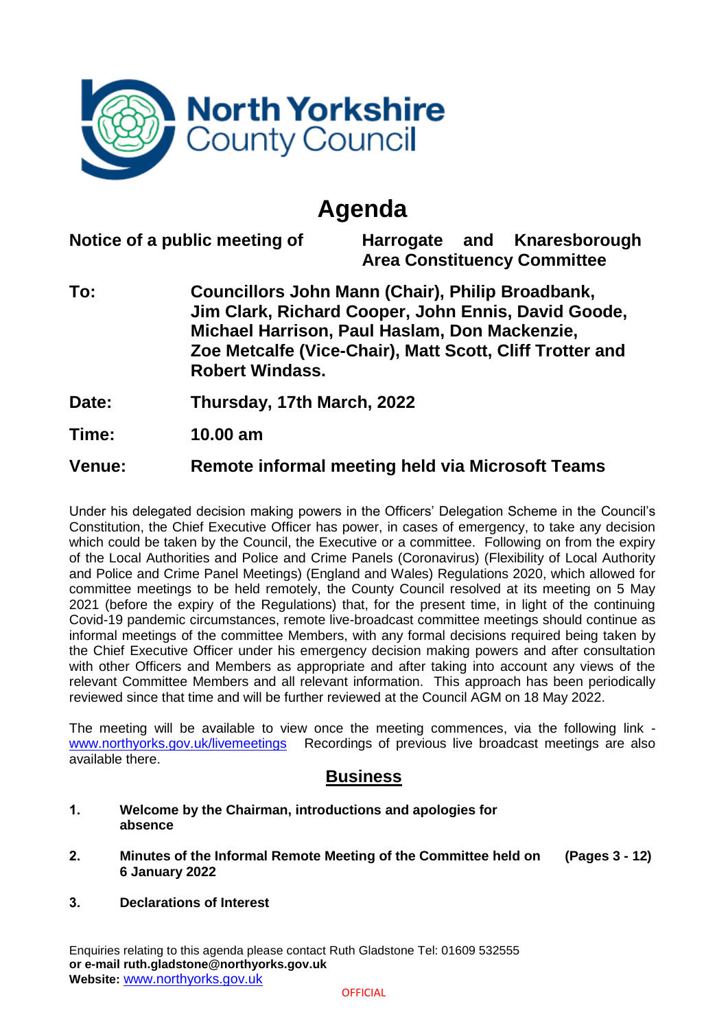North Yorkshire County Council

# Agenda

**Notice of a public meeting of** **Harrogate and Knaresborough Area Constituency Committee**

**To:** **Councillors John Mann (Chair), Philip Broadbank, Jim Clark, Richard Cooper, John Ennis, David Goode, Michael Harrison, Paul Haslam, Don Mackenzie, Zoe Metcalfe (Vice-Chair), Matt Scott, Cliff Trotter and Robert Windass.**

**Date:** **Thursday, 17th March, 2022**

**Time:** **10.00 am**

**Venue:** **Remote informal meeting held via Microsoft Teams**

Under his delegated decision making powers in the Officers' Delegation Scheme in the Council's Constitution, the Chief Executive Officer has power, in cases of emergency, to take any decision which could be taken by the Council, the Executive or a committee. Following on from the expiry of the Local Authorities and Police and Crime Panels (Coronavirus) (Flexibility of Local Authority and Police and Crime Panel Meetings) (England and Wales) Regulations 2020, which allowed for committee meetings to be held remotely, the County Council resolved at its meeting on 5 May 2021 (before the expiry of the Regulations) that, for the present time, in light of the continuing Covid-19 pandemic circumstances, remote live-broadcast committee meetings should continue as informal meetings of the committee Members, with any formal decisions required being taken by the Chief Executive Officer under his emergency decision making powers and after consultation with other Officers and Members as appropriate and after taking into account any views of the relevant Committee Members and all relevant information. This approach has been periodically reviewed since that time and will be further reviewed at the Council AGM on 18 May 2022.

The meeting will be available to view once the meeting commences, via the following link - www.northyorks.gov.uk/livemeetings Recordings of previous live broadcast meetings are also available there.

## Business

1. **Welcome by the Chairman, introductions and apologies for absence**

2. **Minutes of the Informal Remote Meeting of the Committee held on 6 January 2022** **(Pages 3 - 12)**

3. **Declarations of Interest**

Enquiries relating to this agenda please contact Ruth Gladstone Tel: 01609 532555
**or e-mail ruth.gladstone@northyorks.gov.uk**
**Website:** www.northyorks.gov.uk

OFFICIAL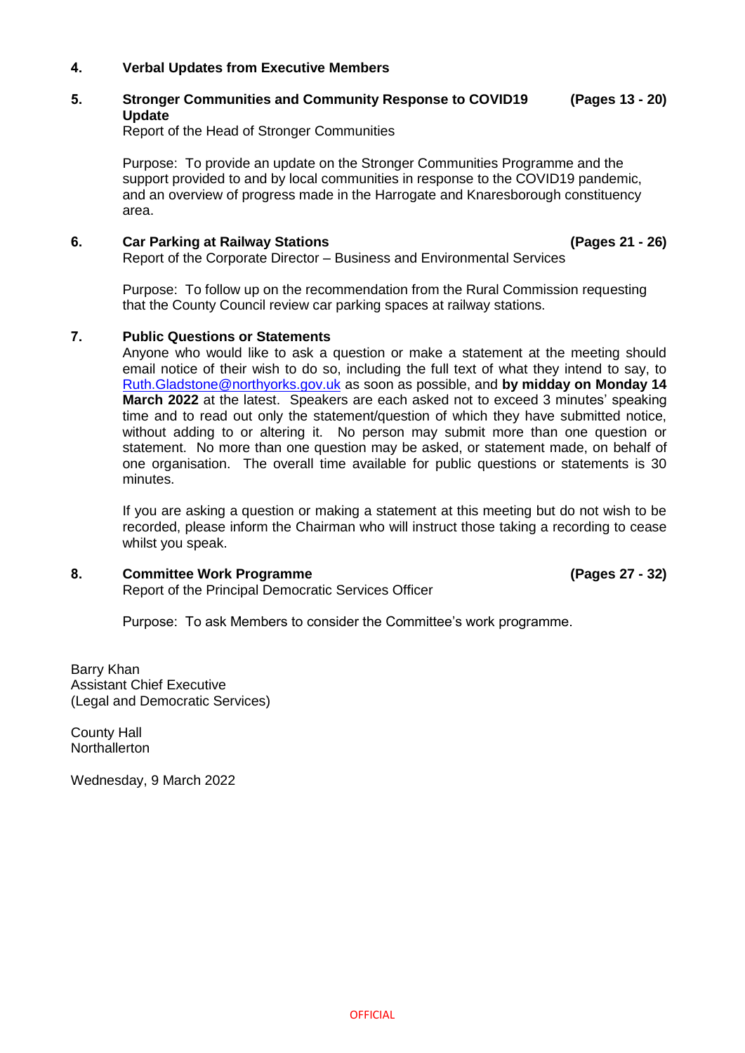**4. Verbal Updates from Executive Members**

**5. Stronger Communities and Community Response to COVID19 Update** **(Pages 13 - 20)**

Report of the Head of Stronger Communities

Purpose: To provide an update on the Stronger Communities Programme and the support provided to and by local communities in response to the COVID19 pandemic, and an overview of progress made in the Harrogate and Knaresborough constituency area.

**6. Car Parking at Railway Stations** **(Pages 21 - 26)**

Report of the Corporate Director – Business and Environmental Services

Purpose: To follow up on the recommendation from the Rural Commission requesting that the County Council review car parking spaces at railway stations.

**7. Public Questions or Statements**

Anyone who would like to ask a question or make a statement at the meeting should email notice of their wish to do so, including the full text of what they intend to say, to Ruth.Gladstone@northyorks.gov.uk as soon as possible, and **by midday on Monday 14 March 2022** at the latest. Speakers are each asked not to exceed 3 minutes' speaking time and to read out only the statement/question of which they have submitted notice, without adding to or altering it. No person may submit more than one question or statement. No more than one question may be asked, or statement made, on behalf of one organisation. The overall time available for public questions or statements is 30 minutes.

If you are asking a question or making a statement at this meeting but do not wish to be recorded, please inform the Chairman who will instruct those taking a recording to cease whilst you speak.

**8. Committee Work Programme** **(Pages 27 - 32)**

Report of the Principal Democratic Services Officer

Purpose: To ask Members to consider the Committee's work programme.

Barry Khan
Assistant Chief Executive
(Legal and Democratic Services)

County Hall
Northallerton

Wednesday, 9 March 2022

OFFICIAL